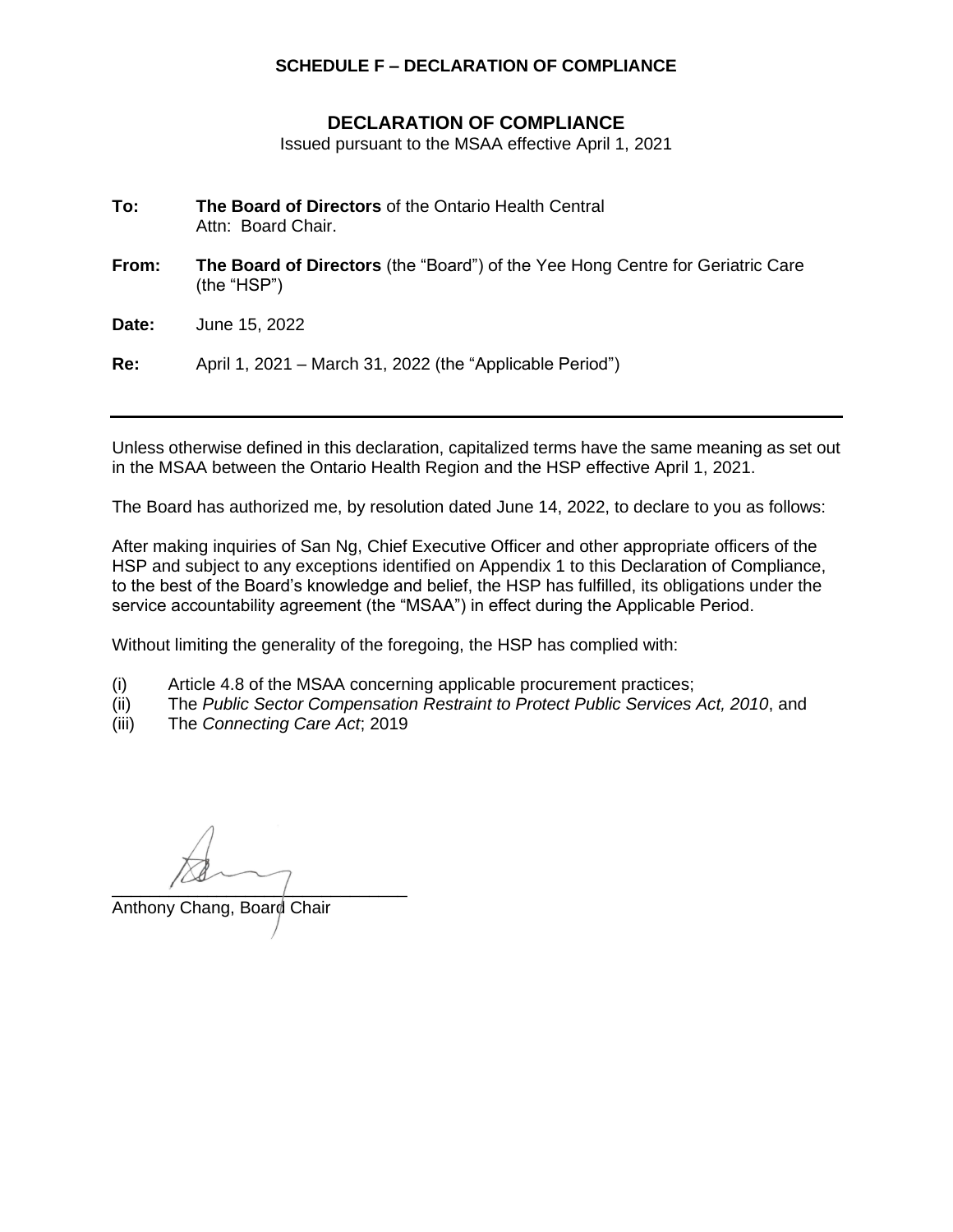**SCHEDULE F – DECLARATION OF COMPLIANCE**

# DECLARATION OF COMPLIANCE

Issued pursuant to the MSAA effective April 1, 2021

**To:** **The Board of Directors** of the Ontario Health Central
Attn: Board Chair.

**From:** **The Board of Directors** (the "Board") of the Yee Hong Centre for Geriatric Care (the "HSP")

**Date:** June 15, 2022

**Re:** April 1, 2021 – March 31, 2022 (the "Applicable Period")

---

Unless otherwise defined in this declaration, capitalized terms have the same meaning as set out in the MSAA between the Ontario Health Region and the HSP effective April 1, 2021.

The Board has authorized me, by resolution dated June 14, 2022, to declare to you as follows:

After making inquiries of San Ng, Chief Executive Officer and other appropriate officers of the HSP and subject to any exceptions identified on Appendix 1 to this Declaration of Compliance, to the best of the Board's knowledge and belief, the HSP has fulfilled, its obligations under the service accountability agreement (the "MSAA") in effect during the Applicable Period.

Without limiting the generality of the foregoing, the HSP has complied with:

(i) Article 4.8 of the MSAA concerning applicable procurement practices;
(ii) The *Public Sector Compensation Restraint to Protect Public Services Act, 2010*, and
(iii) The *Connecting Care Act*; 2019

Anthony Chang, Board Chair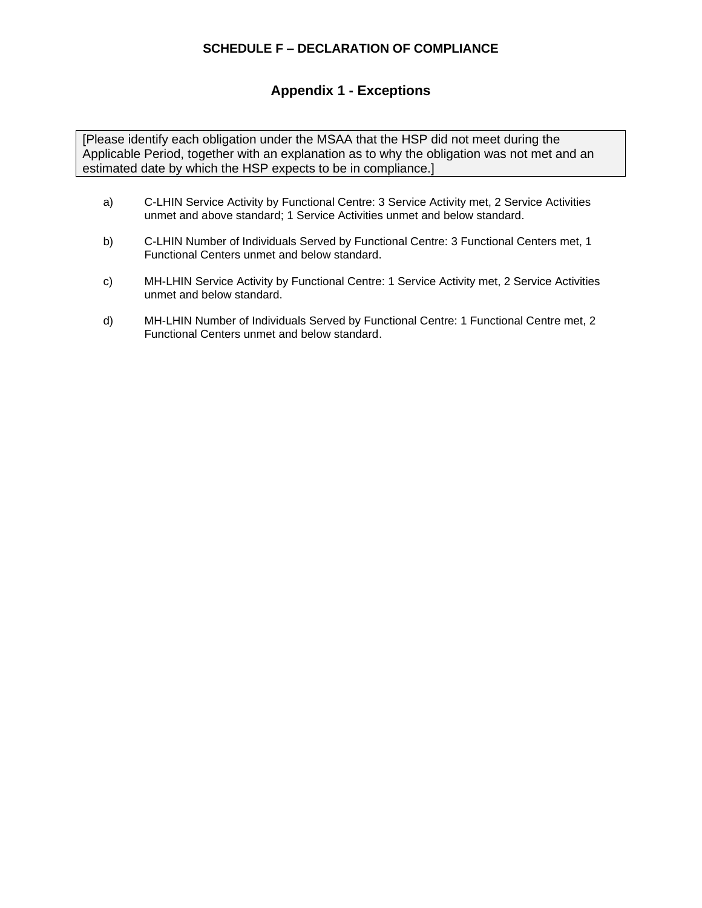**SCHEDULE F – DECLARATION OF COMPLIANCE**

## Appendix 1 - Exceptions

[Please identify each obligation under the MSAA that the HSP did not meet during the Applicable Period, together with an explanation as to why the obligation was not met and an estimated date by which the HSP expects to be in compliance.]

a) C-LHIN Service Activity by Functional Centre: 3 Service Activity met, 2 Service Activities unmet and above standard; 1 Service Activities unmet and below standard.

b) C-LHIN Number of Individuals Served by Functional Centre: 3 Functional Centers met, 1 Functional Centers unmet and below standard.

c) MH-LHIN Service Activity by Functional Centre: 1 Service Activity met, 2 Service Activities unmet and below standard.

d) MH-LHIN Number of Individuals Served by Functional Centre: 1 Functional Centre met, 2 Functional Centers unmet and below standard.